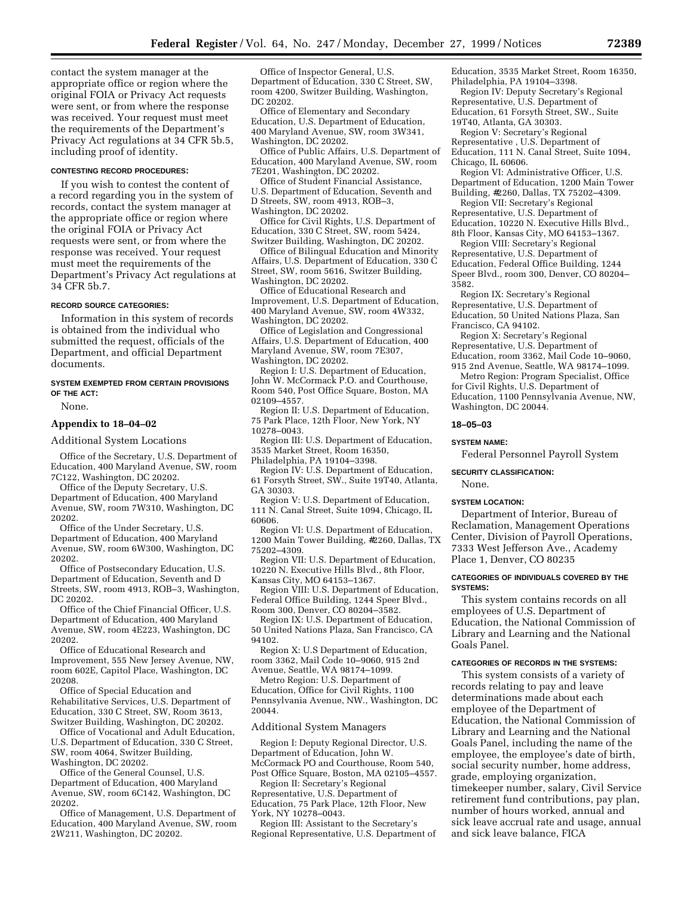contact the system manager at the appropriate office or region where the original FOIA or Privacy Act requests were sent, or from where the response was received. Your request must meet the requirements of the Department's Privacy Act regulations at 34 CFR 5b.5, including proof of identity.

**CONTESTING RECORD PROCEDURES:**

If you wish to contest the content of a record regarding you in the system of records, contact the system manager at the appropriate office or region where the original FOIA or Privacy Act requests were sent, or from where the response was received. Your request must meet the requirements of the Department's Privacy Act regulations at 34 CFR 5b.7.

**RECORD SOURCE CATEGORIES:**

Information in this system of records is obtained from the individual who submitted the request, officials of the Department, and official Department documents.

**SYSTEM EXEMPTED FROM CERTAIN PROVISIONS OF THE ACT:**

None.

## Appendix to 18–04–02

### Additional System Locations

Office of the Secretary, U.S. Department of Education, 400 Maryland Avenue, SW, room 7C122, Washington, DC 20202.

Office of the Deputy Secretary, U.S. Department of Education, 400 Maryland Avenue, SW, room 7W310, Washington, DC 20202.

Office of the Under Secretary, U.S. Department of Education, 400 Maryland Avenue, SW, room 6W300, Washington, DC 20202.

Office of Postsecondary Education, U.S. Department of Education, Seventh and D Streets, SW, room 4913, ROB–3, Washington, DC 20202.

Office of the Chief Financial Officer, U.S. Department of Education, 400 Maryland Avenue, SW, room 4E223, Washington, DC 20202.

Office of Educational Research and Improvement, 555 New Jersey Avenue, NW, room 602E, Capitol Place, Washington, DC 20208.

Office of Special Education and Rehabilitative Services, U.S. Department of Education, 330 C Street, SW, Room 3613, Switzer Building, Washington, DC 20202.

Office of Vocational and Adult Education, U.S. Department of Education, 330 C Street, SW, room 4064, Switzer Building, Washington, DC 20202.

Office of the General Counsel, U.S. Department of Education, 400 Maryland Avenue, SW, room 6C142, Washington, DC 20202.

Office of Management, U.S. Department of Education, 400 Maryland Avenue, SW, room 2W211, Washington, DC 20202.

Office of Inspector General, U.S. Department of Education, 330 C Street, SW, room 4200, Switzer Building, Washington, DC 20202.

Office of Elementary and Secondary Education, U.S. Department of Education, 400 Maryland Avenue, SW, room 3W341, Washington, DC 20202.

Office of Public Affairs, U.S. Department of Education, 400 Maryland Avenue, SW, room 7E201, Washington, DC 20202.

Office of Student Financial Assistance, U.S. Department of Education, Seventh and D Streets, SW, room 4913, ROB–3, Washington, DC 20202.

Office for Civil Rights, U.S. Department of Education, 330 C Street, SW, room 5424, Switzer Building, Washington, DC 20202.

Office of Bilingual Education and Minority Affairs, U.S. Department of Education, 330 C Street, SW, room 5616, Switzer Building, Washington, DC 20202.

Office of Educational Research and Improvement, U.S. Department of Education, 400 Maryland Avenue, SW, room 4W332, Washington, DC 20202.

Office of Legislation and Congressional Affairs, U.S. Department of Education, 400 Maryland Avenue, SW, room 7E307, Washington, DC 20202.

Region I: U.S. Department of Education, John W. McCormack P.O. and Courthouse, Room 540, Post Office Square, Boston, MA 02109–4557.

Region II: U.S. Department of Education, 75 Park Place, 12th Floor, New York, NY 10278–0043.

Region III: U.S. Department of Education, 3535 Market Street, Room 16350, Philadelphia, PA 19104–3398.

Region IV: U.S. Department of Education, 61 Forsyth Street, SW., Suite 19T40, Atlanta, GA 30303.

Region V: U.S. Department of Education, 111 N. Canal Street, Suite 1094, Chicago, IL 60606.

Region VI: U.S. Department of Education, 1200 Main Tower Building, #2260, Dallas, TX 75202–4309.

Region VII: U.S. Department of Education, 10220 N. Executive Hills Blvd., 8th Floor, Kansas City, MO 64153–1367.

Region VIII: U.S. Department of Education, Federal Office Building, 1244 Speer Blvd., Room 300, Denver, CO 80204–3582.

Region IX: U.S. Department of Education, 50 United Nations Plaza, San Francisco, CA 94102.

Region X: U.S Department of Education, room 3362, Mail Code 10–9060, 915 2nd Avenue, Seattle, WA 98174–1099.

Metro Region: U.S. Department of Education, Office for Civil Rights, 1100 Pennsylvania Avenue, NW., Washington, DC 20044.

### Additional System Managers

Region I: Deputy Regional Director, U.S. Department of Education, John W. McCormack PO and Courthouse, Room 540, Post Office Square, Boston, MA 02105–4557.

Region II: Secretary's Regional Representative, U.S. Department of Education, 75 Park Place, 12th Floor, New York, NY 10278–0043.

Region III: Assistant to the Secretary's Regional Representative, U.S. Department of Education, 3535 Market Street, Room 16350, Philadelphia, PA 19104–3398.

Region IV: Deputy Secretary's Regional Representative, U.S. Department of Education, 61 Forsyth Street, SW., Suite 19T40, Atlanta, GA 30303.

Region V: Secretary's Regional Representative , U.S. Department of Education, 111 N. Canal Street, Suite 1094, Chicago, IL 60606.

Region VI: Administrative Officer, U.S. Department of Education, 1200 Main Tower Building, #2260, Dallas, TX 75202–4309.

Region VII: Secretary's Regional Representative, U.S. Department of Education, 10220 N. Executive Hills Blvd., 8th Floor, Kansas City, MO 64153–1367.

Region VIII: Secretary's Regional Representative, U.S. Department of Education, Federal Office Building, 1244 Speer Blvd., room 300, Denver, CO 80204–3582.

Region IX: Secretary's Regional Representative, U.S. Department of Education, 50 United Nations Plaza, San Francisco, CA 94102.

Region X: Secretary's Regional Representative, U.S. Department of Education, room 3362, Mail Code 10–9060, 915 2nd Avenue, Seattle, WA 98174–1099.

Metro Region: Program Specialist, Office for Civil Rights, U.S. Department of Education, 1100 Pennsylvania Avenue, NW, Washington, DC 20044.

## 18–05–03

**SYSTEM NAME:**

Federal Personnel Payroll System

**SECURITY CLASSIFICATION:**

None.

**SYSTEM LOCATION:**

Department of Interior, Bureau of Reclamation, Management Operations Center, Division of Payroll Operations, 7333 West Jefferson Ave., Academy Place 1, Denver, CO 80235

**CATEGORIES OF INDIVIDUALS COVERED BY THE SYSTEMS:**

This system contains records on all employees of U.S. Department of Education, the National Commission of Library and Learning and the National Goals Panel.

**CATEGORIES OF RECORDS IN THE SYSTEMS:**

This system consists of a variety of records relating to pay and leave determinations made about each employee of the Department of Education, the National Commission of Library and Learning and the National Goals Panel, including the name of the employee, the employee's date of birth, social security number, home address, grade, employing organization, timekeeper number, salary, Civil Service retirement fund contributions, pay plan, number of hours worked, annual and sick leave accrual rate and usage, annual and sick leave balance, FICA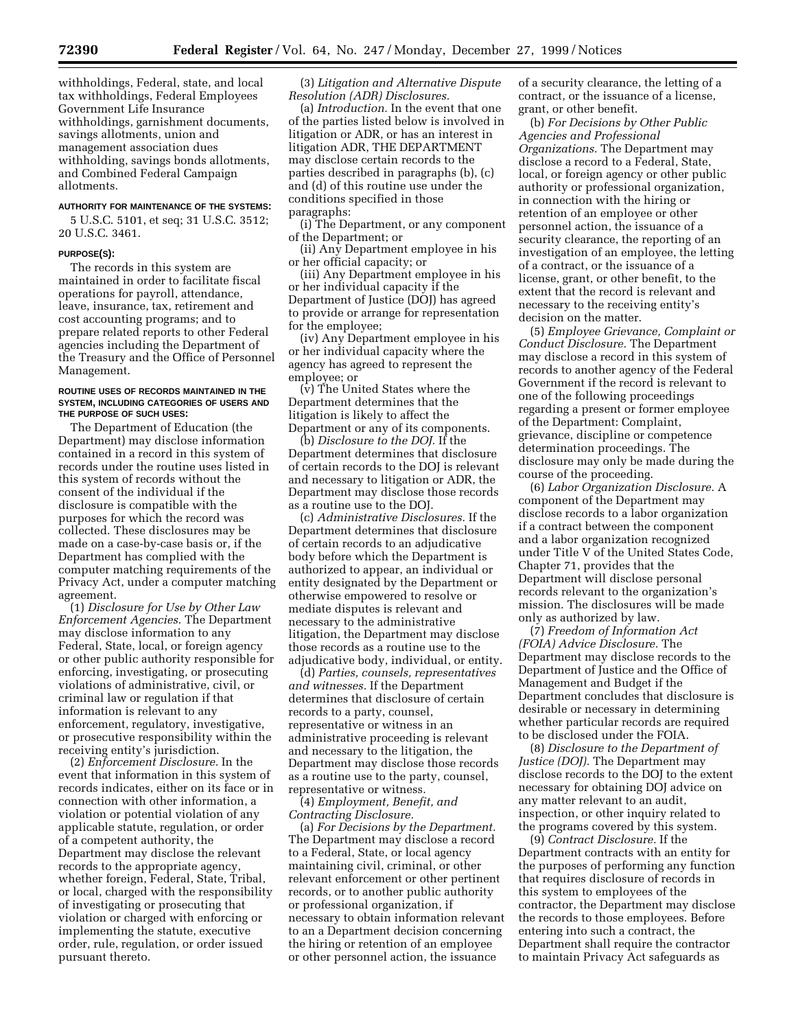withholdings, Federal, state, and local tax withholdings, Federal Employees Government Life Insurance withholdings, garnishment documents, savings allotments, union and management association dues withholding, savings bonds allotments, and Combined Federal Campaign allotments.

#### AUTHORITY FOR MAINTENANCE OF THE SYSTEMS:

5 U.S.C. 5101, et seq; 31 U.S.C. 3512; 20 U.S.C. 3461.

#### PURPOSE(S):

The records in this system are maintained in order to facilitate fiscal operations for payroll, attendance, leave, insurance, tax, retirement and cost accounting programs; and to prepare related reports to other Federal agencies including the Department of the Treasury and the Office of Personnel Management.

#### ROUTINE USES OF RECORDS MAINTAINED IN THE SYSTEM, INCLUDING CATEGORIES OF USERS AND THE PURPOSE OF SUCH USES:

The Department of Education (the Department) may disclose information contained in a record in this system of records under the routine uses listed in this system of records without the consent of the individual if the disclosure is compatible with the purposes for which the record was collected. These disclosures may be made on a case-by-case basis or, if the Department has complied with the computer matching requirements of the Privacy Act, under a computer matching agreement.

(1) *Disclosure for Use by Other Law Enforcement Agencies.* The Department may disclose information to any Federal, State, local, or foreign agency or other public authority responsible for enforcing, investigating, or prosecuting violations of administrative, civil, or criminal law or regulation if that information is relevant to any enforcement, regulatory, investigative, or prosecutive responsibility within the receiving entity's jurisdiction.

(2) *Enforcement Disclosure.* In the event that information in this system of records indicates, either on its face or in connection with other information, a violation or potential violation of any applicable statute, regulation, or order of a competent authority, the Department may disclose the relevant records to the appropriate agency, whether foreign, Federal, State, Tribal, or local, charged with the responsibility of investigating or prosecuting that violation or charged with enforcing or implementing the statute, executive order, rule, regulation, or order issued pursuant thereto.

(3) *Litigation and Alternative Dispute Resolution (ADR) Disclosures.*

(a) *Introduction.* In the event that one of the parties listed below is involved in litigation or ADR, or has an interest in litigation ADR, THE DEPARTMENT may disclose certain records to the parties described in paragraphs (b), (c) and (d) of this routine use under the conditions specified in those paragraphs:

(i) The Department, or any component of the Department; or

(ii) Any Department employee in his or her official capacity; or

(iii) Any Department employee in his or her individual capacity if the Department of Justice (DOJ) has agreed to provide or arrange for representation for the employee;

(iv) Any Department employee in his or her individual capacity where the agency has agreed to represent the employee; or

(v) The United States where the Department determines that the litigation is likely to affect the Department or any of its components.

(b) *Disclosure to the DOJ.* If the Department determines that disclosure of certain records to the DOJ is relevant and necessary to litigation or ADR, the Department may disclose those records as a routine use to the DOJ.

(c) *Administrative Disclosures.* If the Department determines that disclosure of certain records to an adjudicative body before which the Department is authorized to appear, an individual or entity designated by the Department or otherwise empowered to resolve or mediate disputes is relevant and necessary to the administrative litigation, the Department may disclose those records as a routine use to the adjudicative body, individual, or entity.

(d) *Parties, counsels, representatives and witnesses.* If the Department determines that disclosure of certain records to a party, counsel, representative or witness in an administrative proceeding is relevant and necessary to the litigation, the Department may disclose those records as a routine use to the party, counsel, representative or witness.

(4) *Employment, Benefit, and Contracting Disclosure.*

(a) *For Decisions by the Department.* The Department may disclose a record to a Federal, State, or local agency maintaining civil, criminal, or other relevant enforcement or other pertinent records, or to another public authority or professional organization, if necessary to obtain information relevant to an a Department decision concerning the hiring or retention of an employee or other personnel action, the issuance of a security clearance, the letting of a contract, or the issuance of a license, grant, or other benefit.

(b) *For Decisions by Other Public Agencies and Professional Organizations.* The Department may disclose a record to a Federal, State, local, or foreign agency or other public authority or professional organization, in connection with the hiring or retention of an employee or other personnel action, the issuance of a security clearance, the reporting of an investigation of an employee, the letting of a contract, or the issuance of a license, grant, or other benefit, to the extent that the record is relevant and necessary to the receiving entity's decision on the matter.

(5) *Employee Grievance, Complaint or Conduct Disclosure.* The Department may disclose a record in this system of records to another agency of the Federal Government if the record is relevant to one of the following proceedings regarding a present or former employee of the Department: Complaint, grievance, discipline or competence determination proceedings. The disclosure may only be made during the course of the proceeding.

(6) *Labor Organization Disclosure.* A component of the Department may disclose records to a labor organization if a contract between the component and a labor organization recognized under Title V of the United States Code, Chapter 71, provides that the Department will disclose personal records relevant to the organization's mission. The disclosures will be made only as authorized by law.

(7) *Freedom of Information Act (FOIA) Advice Disclosure.* The Department may disclose records to the Department of Justice and the Office of Management and Budget if the Department concludes that disclosure is desirable or necessary in determining whether particular records are required to be disclosed under the FOIA.

(8) *Disclosure to the Department of Justice (DOJ).* The Department may disclose records to the DOJ to the extent necessary for obtaining DOJ advice on any matter relevant to an audit, inspection, or other inquiry related to the programs covered by this system.

(9) *Contract Disclosure.* If the Department contracts with an entity for the purposes of performing any function that requires disclosure of records in this system to employees of the contractor, the Department may disclose the records to those employees. Before entering into such a contract, the Department shall require the contractor to maintain Privacy Act safeguards as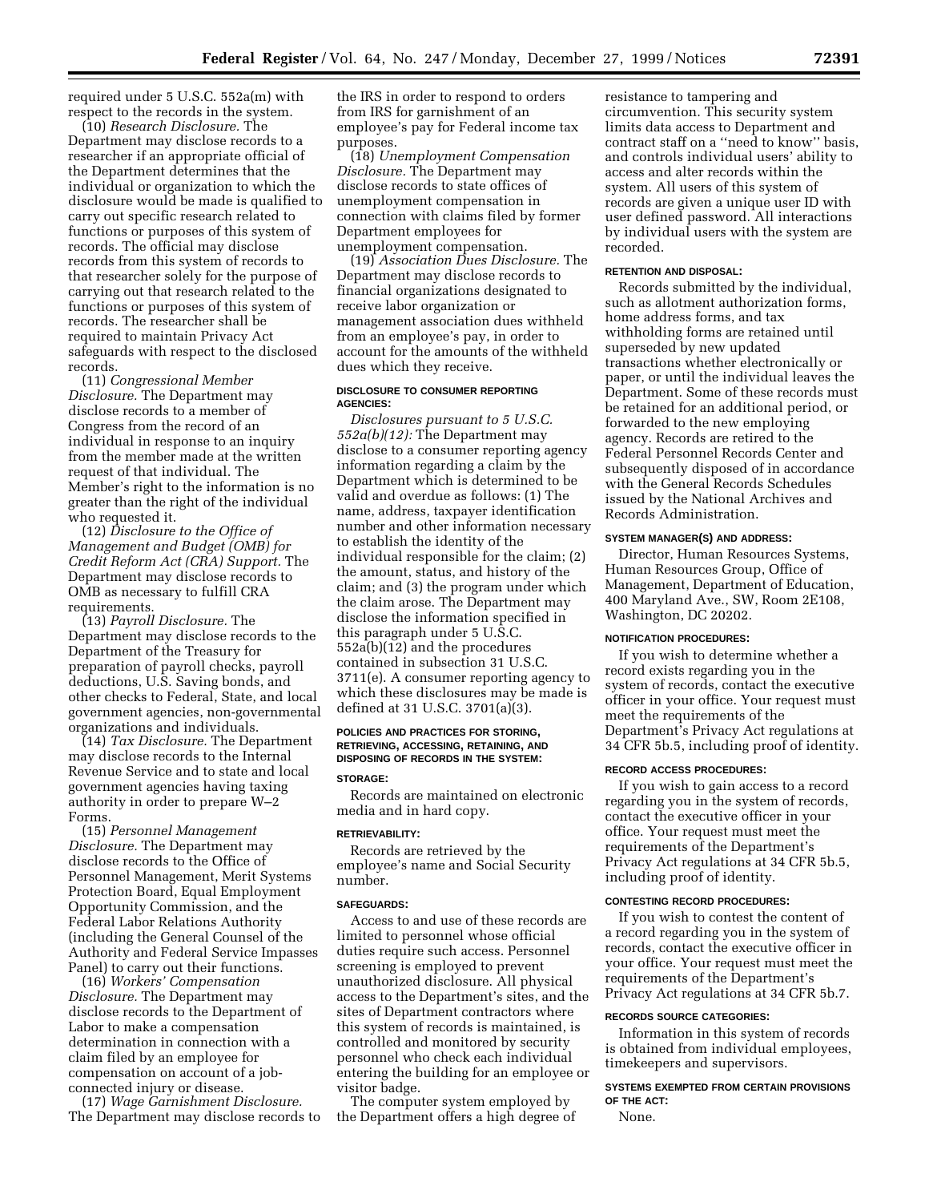required under 5 U.S.C. 552a(m) with respect to the records in the system.

(10) *Research Disclosure.* The Department may disclose records to a researcher if an appropriate official of the Department determines that the individual or organization to which the disclosure would be made is qualified to carry out specific research related to functions or purposes of this system of records. The official may disclose records from this system of records to that researcher solely for the purpose of carrying out that research related to the functions or purposes of this system of records. The researcher shall be required to maintain Privacy Act safeguards with respect to the disclosed records.

(11) *Congressional Member Disclosure.* The Department may disclose records to a member of Congress from the record of an individual in response to an inquiry from the member made at the written request of that individual. The Member's right to the information is no greater than the right of the individual who requested it.

(12) *Disclosure to the Office of Management and Budget (OMB) for Credit Reform Act (CRA) Support.* The Department may disclose records to OMB as necessary to fulfill CRA requirements.

(13) *Payroll Disclosure.* The Department may disclose records to the Department of the Treasury for preparation of payroll checks, payroll deductions, U.S. Saving bonds, and other checks to Federal, State, and local government agencies, non-governmental organizations and individuals.

(14) *Tax Disclosure.* The Department may disclose records to the Internal Revenue Service and to state and local government agencies having taxing authority in order to prepare W–2 Forms.

(15) *Personnel Management Disclosure.* The Department may disclose records to the Office of Personnel Management, Merit Systems Protection Board, Equal Employment Opportunity Commission, and the Federal Labor Relations Authority (including the General Counsel of the Authority and Federal Service Impasses Panel) to carry out their functions.

(16) *Workers' Compensation Disclosure.* The Department may disclose records to the Department of Labor to make a compensation determination in connection with a claim filed by an employee for compensation on account of a job-connected injury or disease.

(17) *Wage Garnishment Disclosure.* The Department may disclose records to the IRS in order to respond to orders from IRS for garnishment of an employee's pay for Federal income tax purposes.

(18) *Unemployment Compensation Disclosure.* The Department may disclose records to state offices of unemployment compensation in connection with claims filed by former Department employees for unemployment compensation.

(19) *Association Dues Disclosure.* The Department may disclose records to financial organizations designated to receive labor organization or management association dues withheld from an employee's pay, in order to account for the amounts of the withheld dues which they receive.

#### DISCLOSURE TO CONSUMER REPORTING AGENCIES:

*Disclosures pursuant to 5 U.S.C. 552a(b)(12):* The Department may disclose to a consumer reporting agency information regarding a claim by the Department which is determined to be valid and overdue as follows: (1) The name, address, taxpayer identification number and other information necessary to establish the identity of the individual responsible for the claim; (2) the amount, status, and history of the claim; and (3) the program under which the claim arose. The Department may disclose the information specified in this paragraph under 5 U.S.C. 552a(b)(12) and the procedures contained in subsection 31 U.S.C. 3711(e). A consumer reporting agency to which these disclosures may be made is defined at 31 U.S.C. 3701(a)(3).

#### POLICIES AND PRACTICES FOR STORING, RETRIEVING, ACCESSING, RETAINING, AND DISPOSING OF RECORDS IN THE SYSTEM:

#### STORAGE:

Records are maintained on electronic media and in hard copy.

#### RETRIEVABILITY:

Records are retrieved by the employee's name and Social Security number.

#### SAFEGUARDS:

Access to and use of these records are limited to personnel whose official duties require such access. Personnel screening is employed to prevent unauthorized disclosure. All physical access to the Department's sites, and the sites of Department contractors where this system of records is maintained, is controlled and monitored by security personnel who check each individual entering the building for an employee or visitor badge.

The computer system employed by the Department offers a high degree of resistance to tampering and circumvention. This security system limits data access to Department and contract staff on a ''need to know'' basis, and controls individual users' ability to access and alter records within the system. All users of this system of records are given a unique user ID with user defined password. All interactions by individual users with the system are recorded.

#### RETENTION AND DISPOSAL:

Records submitted by the individual, such as allotment authorization forms, home address forms, and tax withholding forms are retained until superseded by new updated transactions whether electronically or paper, or until the individual leaves the Department. Some of these records must be retained for an additional period, or forwarded to the new employing agency. Records are retired to the Federal Personnel Records Center and subsequently disposed of in accordance with the General Records Schedules issued by the National Archives and Records Administration.

#### SYSTEM MANAGER(S) AND ADDRESS:

Director, Human Resources Systems, Human Resources Group, Office of Management, Department of Education, 400 Maryland Ave., SW, Room 2E108, Washington, DC 20202.

#### NOTIFICATION PROCEDURES:

If you wish to determine whether a record exists regarding you in the system of records, contact the executive officer in your office. Your request must meet the requirements of the Department's Privacy Act regulations at 34 CFR 5b.5, including proof of identity.

#### RECORD ACCESS PROCEDURES:

If you wish to gain access to a record regarding you in the system of records, contact the executive officer in your office. Your request must meet the requirements of the Department's Privacy Act regulations at 34 CFR 5b.5, including proof of identity.

#### CONTESTING RECORD PROCEDURES:

If you wish to contest the content of a record regarding you in the system of records, contact the executive officer in your office. Your request must meet the requirements of the Department's Privacy Act regulations at 34 CFR 5b.7.

#### RECORDS SOURCE CATEGORIES:

Information in this system of records is obtained from individual employees, timekeepers and supervisors.

#### SYSTEMS EXEMPTED FROM CERTAIN PROVISIONS OF THE ACT:

None.